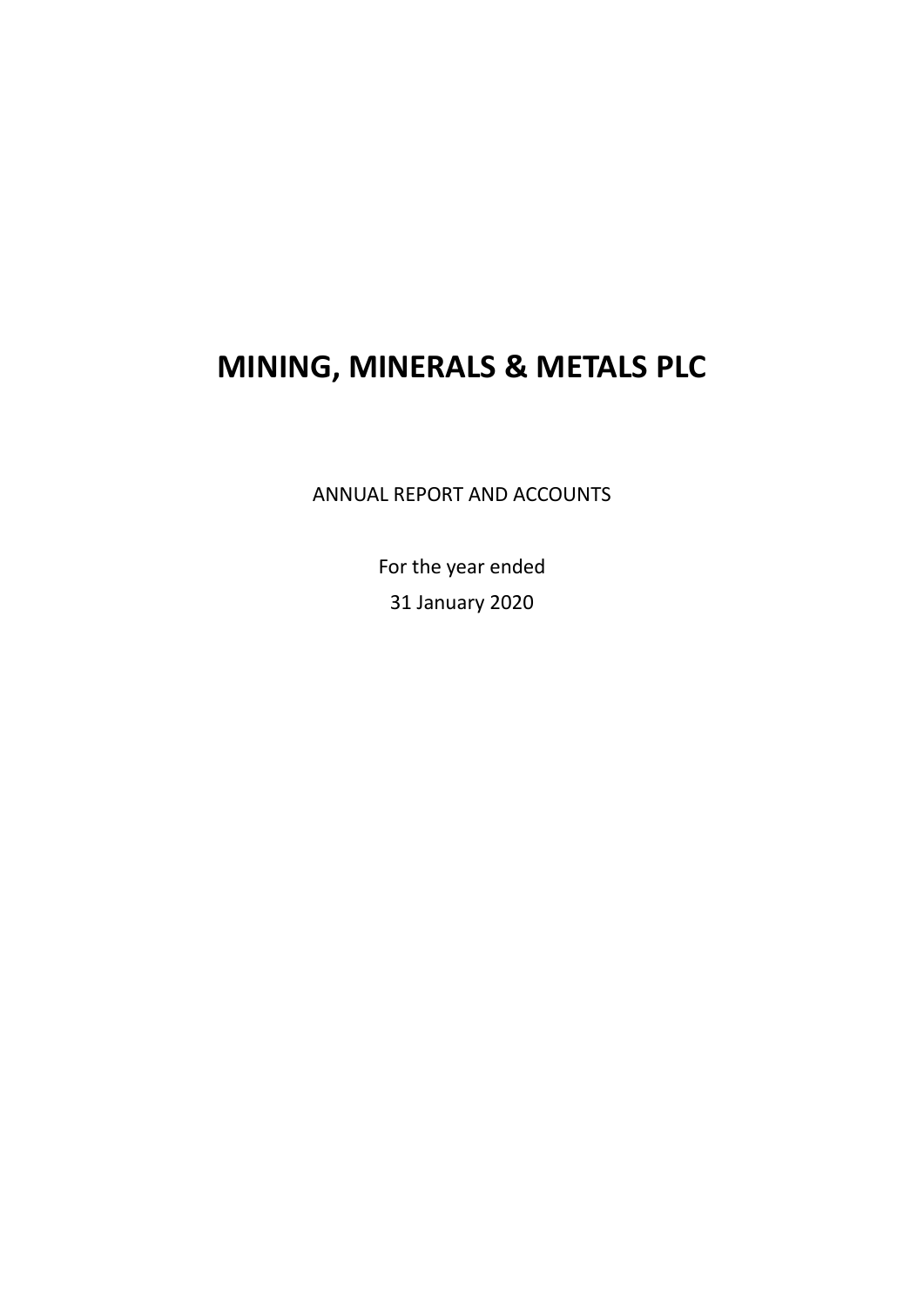# MINING, MINERALS & METALS PLC

ANNUAL REPORT AND ACCOUNTS

For the year ended

31 January 2020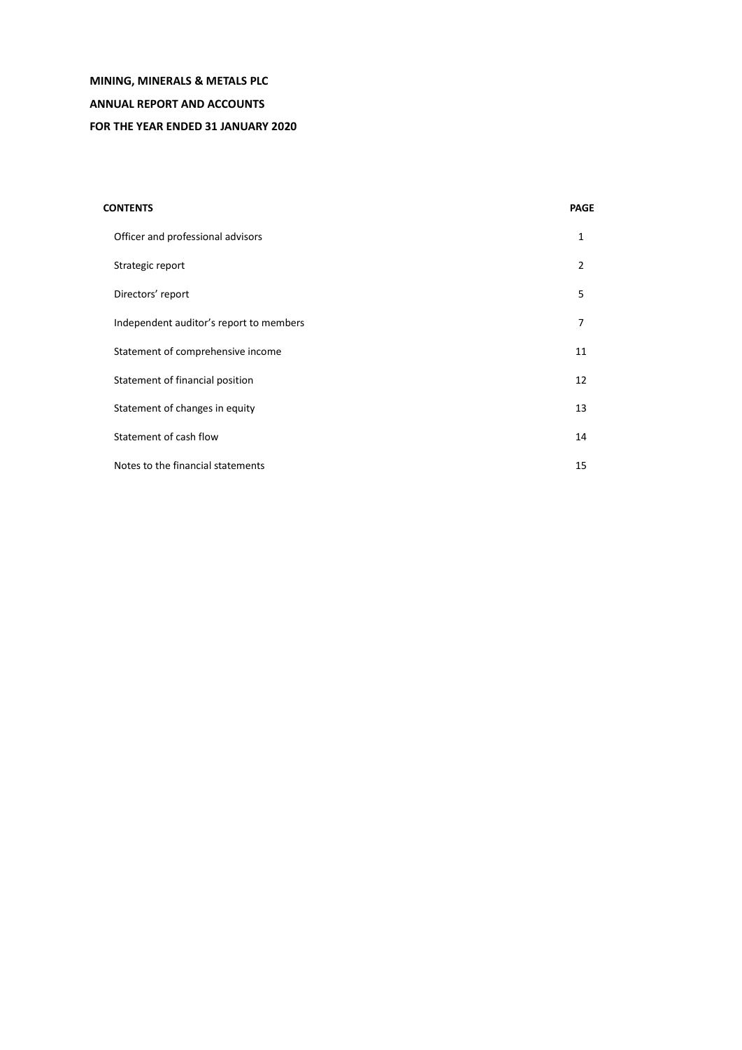**MINING, MINERALS & METALS PLC**

**ANNUAL REPORT AND ACCOUNTS**

**FOR THE YEAR ENDED 31 JANUARY 2020**

| CONTENTS | PAGE |
|---|---|
| Officer and professional advisors | 1 |
| Strategic report | 2 |
| Directors' report | 5 |
| Independent auditor's report to members | 7 |
| Statement of comprehensive income | 11 |
| Statement of financial position | 12 |
| Statement of changes in equity | 13 |
| Statement of cash flow | 14 |
| Notes to the financial statements | 15 |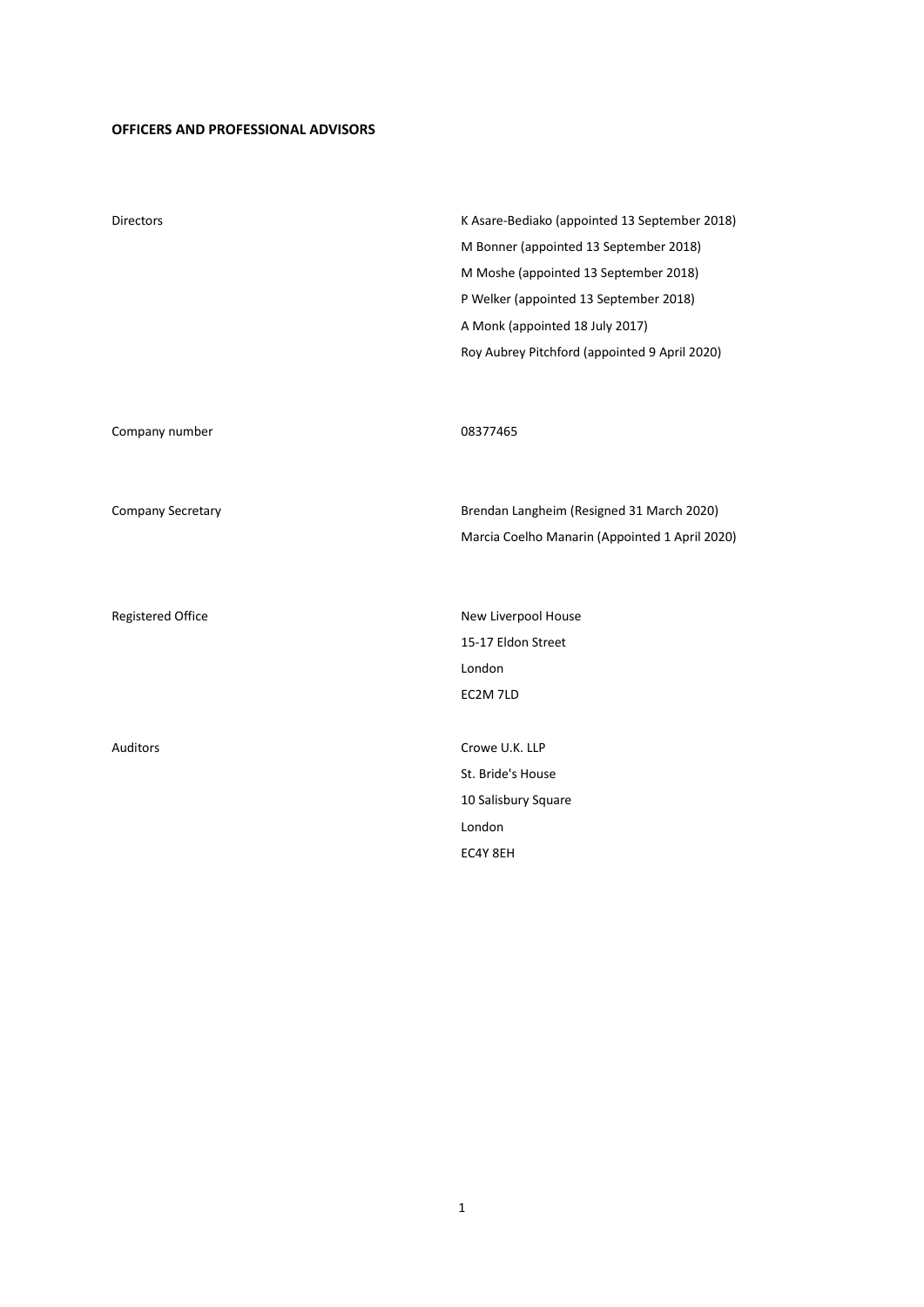## OFFICERS AND PROFESSIONAL ADVISORS

| | |
|---|---|
| Directors | K Asare-Bediako (appointed 13 September 2018) |
| | M Bonner (appointed 13 September 2018) |
| | M Moshe (appointed 13 September 2018) |
| | P Welker (appointed 13 September 2018) |
| | A Monk (appointed 18 July 2017) |
| | Roy Aubrey Pitchford (appointed 9 April 2020) |
| Company number | 08377465 |
| Company Secretary | Brendan Langheim (Resigned 31 March 2020) |
| | Marcia Coelho Manarin (Appointed 1 April 2020) |
| Registered Office | New Liverpool House |
| | 15-17 Eldon Street |
| | London |
| | EC2M 7LD |
| Auditors | Crowe U.K. LLP |
| | St. Bride's House |
| | 10 Salisbury Square |
| | London |
| | EC4Y 8EH |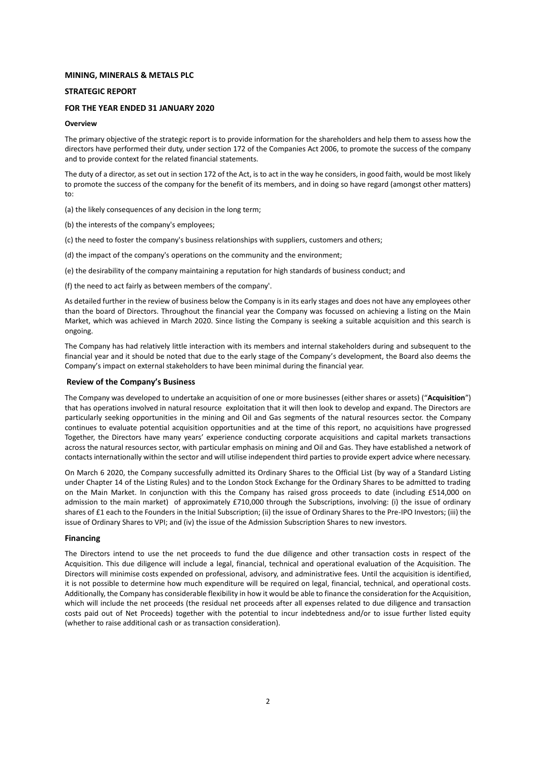**MINING, MINERALS & METALS PLC**

**STRATEGIC REPORT**

**FOR THE YEAR ENDED 31 JANUARY 2020**

**Overview**

The primary objective of the strategic report is to provide information for the shareholders and help them to assess how the directors have performed their duty, under section 172 of the Companies Act 2006, to promote the success of the company and to provide context for the related financial statements.

The duty of a director, as set out in section 172 of the Act, is to act in the way he considers, in good faith, would be most likely to promote the success of the company for the benefit of its members, and in doing so have regard (amongst other matters) to:

(a) the likely consequences of any decision in the long term;

(b) the interests of the company's employees;

(c) the need to foster the company's business relationships with suppliers, customers and others;

(d) the impact of the company's operations on the community and the environment;

(e) the desirability of the company maintaining a reputation for high standards of business conduct; and

(f) the need to act fairly as between members of the company'.

As detailed further in the review of business below the Company is in its early stages and does not have any employees other than the board of Directors. Throughout the financial year the Company was focussed on achieving a listing on the Main Market, which was achieved in March 2020. Since listing the Company is seeking a suitable acquisition and this search is ongoing.

The Company has had relatively little interaction with its members and internal stakeholders during and subsequent to the financial year and it should be noted that due to the early stage of the Company's development, the Board also deems the Company's impact on external stakeholders to have been minimal during the financial year.

## Review of the Company's Business

The Company was developed to undertake an acquisition of one or more businesses (either shares or assets) ("**Acquisition**") that has operations involved in natural resource exploitation that it will then look to develop and expand. The Directors are particularly seeking opportunities in the mining and Oil and Gas segments of the natural resources sector. the Company continues to evaluate potential acquisition opportunities and at the time of this report, no acquisitions have progressed Together, the Directors have many years' experience conducting corporate acquisitions and capital markets transactions across the natural resources sector, with particular emphasis on mining and Oil and Gas. They have established a network of contacts internationally within the sector and will utilise independent third parties to provide expert advice where necessary.

On March 6 2020, the Company successfully admitted its Ordinary Shares to the Official List (by way of a Standard Listing under Chapter 14 of the Listing Rules) and to the London Stock Exchange for the Ordinary Shares to be admitted to trading on the Main Market. In conjunction with this the Company has raised gross proceeds to date (including £514,000 on admission to the main market) of approximately £710,000 through the Subscriptions, involving: (i) the issue of ordinary shares of £1 each to the Founders in the Initial Subscription; (ii) the issue of Ordinary Shares to the Pre-IPO Investors; (iii) the issue of Ordinary Shares to VPI; and (iv) the issue of the Admission Subscription Shares to new investors.

## Financing

The Directors intend to use the net proceeds to fund the due diligence and other transaction costs in respect of the Acquisition. This due diligence will include a legal, financial, technical and operational evaluation of the Acquisition. The Directors will minimise costs expended on professional, advisory, and administrative fees. Until the acquisition is identified, it is not possible to determine how much expenditure will be required on legal, financial, technical, and operational costs. Additionally, the Company has considerable flexibility in how it would be able to finance the consideration for the Acquisition, which will include the net proceeds (the residual net proceeds after all expenses related to due diligence and transaction costs paid out of Net Proceeds) together with the potential to incur indebtedness and/or to issue further listed equity (whether to raise additional cash or as transaction consideration).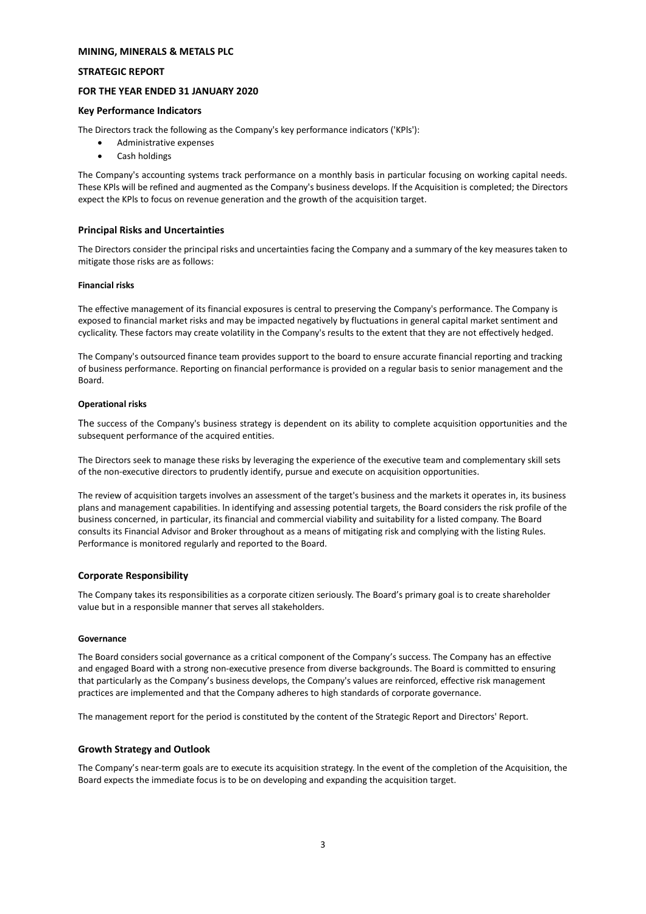**MINING, MINERALS & METALS PLC**

**STRATEGIC REPORT**

**FOR THE YEAR ENDED 31 JANUARY 2020**

## Key Performance Indicators

The Directors track the following as the Company's key performance indicators ('KPls'):

- Administrative expenses
- Cash holdings

The Company's accounting systems track performance on a monthly basis in particular focusing on working capital needs. These KPls will be refined and augmented as the Company's business develops. lf the Acquisition is completed; the Directors expect the KPls to focus on revenue generation and the growth of the acquisition target.

## Principal Risks and Uncertainties

The Directors consider the principal risks and uncertainties facing the Company and a summary of the key measures taken to mitigate those risks are as follows:

#### Financial risks

The effective management of its financial exposures is central to preserving the Company's performance. The Company is exposed to financial market risks and may be impacted negatively by fluctuations in general capital market sentiment and cyclicality. These factors may create volatility in the Company's results to the extent that they are not effectively hedged.

The Company's outsourced finance team provides support to the board to ensure accurate financial reporting and tracking of business performance. Reporting on financial performance is provided on a regular basis to senior management and the Board.

#### Operational risks

The success of the Company's business strategy is dependent on its ability to complete acquisition opportunities and the subsequent performance of the acquired entities.

The Directors seek to manage these risks by leveraging the experience of the executive team and complementary skill sets of the non-executive directors to prudently identify, pursue and execute on acquisition opportunities.

The review of acquisition targets involves an assessment of the target's business and the markets it operates in, its business plans and management capabilities. ln identifying and assessing potential targets, the Board considers the risk profile of the business concerned, in particular, its financial and commercial viability and suitability for a listed company. The Board consults its Financial Advisor and Broker throughout as a means of mitigating risk and complying with the listing Rules. Performance is monitored regularly and reported to the Board.

## Corporate Responsibility

The Company takes its responsibilities as a corporate citizen seriously. The Board's primary goal is to create shareholder value but in a responsible manner that serves all stakeholders.

#### Governance

The Board considers social governance as a critical component of the Company's success. The Company has an effective and engaged Board with a strong non-executive presence from diverse backgrounds. The Board is committed to ensuring that particularly as the Company's business develops, the Company's values are reinforced, effective risk management practices are implemented and that the Company adheres to high standards of corporate governance.

The management report for the period is constituted by the content of the Strategic Report and Directors' Report.

## Growth Strategy and Outlook

The Company's near-term goals are to execute its acquisition strategy. ln the event of the completion of the Acquisition, the Board expects the immediate focus is to be on developing and expanding the acquisition target.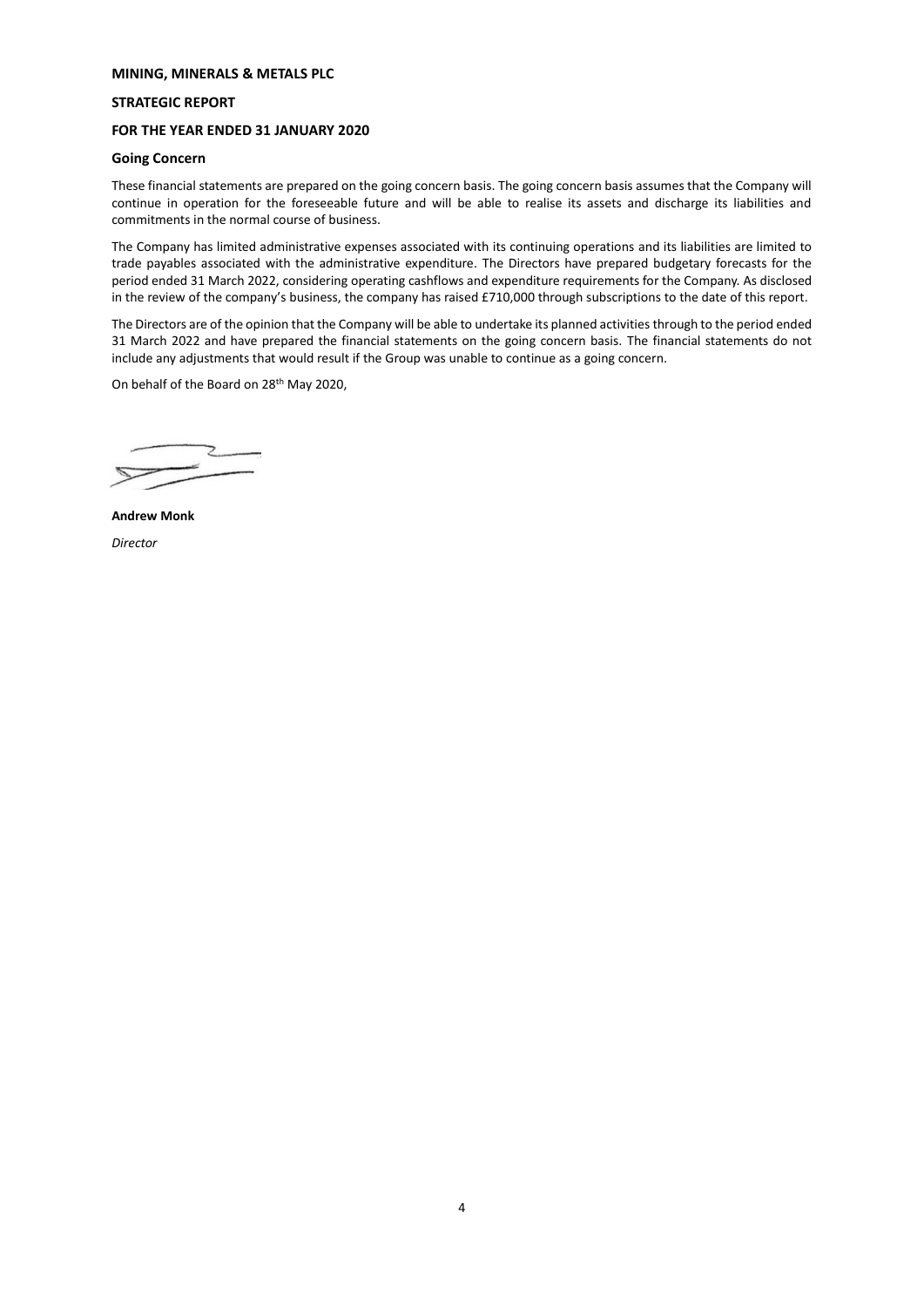**MINING, MINERALS & METALS PLC**

**STRATEGIC REPORT**

**FOR THE YEAR ENDED 31 JANUARY 2020**

## Going Concern

These financial statements are prepared on the going concern basis. The going concern basis assumes that the Company will continue in operation for the foreseeable future and will be able to realise its assets and discharge its liabilities and commitments in the normal course of business.

The Company has limited administrative expenses associated with its continuing operations and its liabilities are limited to trade payables associated with the administrative expenditure. The Directors have prepared budgetary forecasts for the period ended 31 March 2022, considering operating cashflows and expenditure requirements for the Company. As disclosed in the review of the company's business, the company has raised £710,000 through subscriptions to the date of this report.

The Directors are of the opinion that the Company will be able to undertake its planned activities through to the period ended 31 March 2022 and have prepared the financial statements on the going concern basis. The financial statements do not include any adjustments that would result if the Group was unable to continue as a going concern.

On behalf of the Board on 28th May 2020,

**Andrew Monk**

*Director*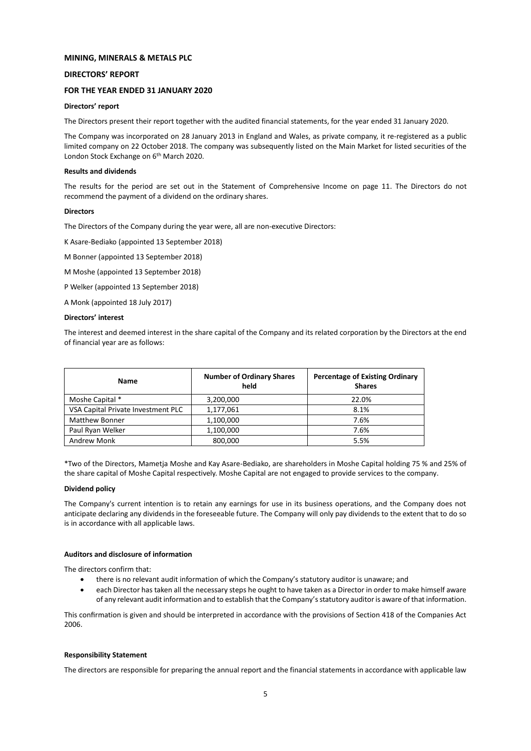**MINING, MINERALS & METALS PLC**

**DIRECTORS' REPORT**

**FOR THE YEAR ENDED 31 JANUARY 2020**

**Directors' report**

The Directors present their report together with the audited financial statements, for the year ended 31 January 2020.

The Company was incorporated on 28 January 2013 in England and Wales, as private company, it re-registered as a public limited company on 22 October 2018. The company was subsequently listed on the Main Market for listed securities of the London Stock Exchange on 6th March 2020.

**Results and dividends**

The results for the period are set out in the Statement of Comprehensive Income on page 11. The Directors do not recommend the payment of a dividend on the ordinary shares.

**Directors**

The Directors of the Company during the year were, all are non-executive Directors:

K Asare-Bediako (appointed 13 September 2018)

M Bonner (appointed 13 September 2018)

M Moshe (appointed 13 September 2018)

P Welker (appointed 13 September 2018)

A Monk (appointed 18 July 2017)

**Directors' interest**

The interest and deemed interest in the share capital of the Company and its related corporation by the Directors at the end of financial year are as follows:

| Name | Number of Ordinary Shares held | Percentage of Existing Ordinary Shares |
|---|---|---|
| Moshe Capital * | 3,200,000 | 22.0% |
| VSA Capital Private Investment PLC | 1,177,061 | 8.1% |
| Matthew Bonner | 1,100,000 | 7.6% |
| Paul Ryan Welker | 1,100,000 | 7.6% |
| Andrew Monk | 800,000 | 5.5% |

*Two of the Directors, Mametja Moshe and Kay Asare-Bediako, are shareholders in Moshe Capital holding 75 % and 25% of the share capital of Moshe Capital respectively. Moshe Capital are not engaged to provide services to the company.

**Dividend policy**

The Company's current intention is to retain any earnings for use in its business operations, and the Company does not anticipate declaring any dividends in the foreseeable future. The Company will only pay dividends to the extent that to do so is in accordance with all applicable laws.

**Auditors and disclosure of information**

The directors confirm that:

- there is no relevant audit information of which the Company's statutory auditor is unaware; and
- each Director has taken all the necessary steps he ought to have taken as a Director in order to make himself aware of any relevant audit information and to establish that the Company's statutory auditor is aware of that information.

This confirmation is given and should be interpreted in accordance with the provisions of Section 418 of the Companies Act 2006.

**Responsibility Statement**

The directors are responsible for preparing the annual report and the financial statements in accordance with applicable law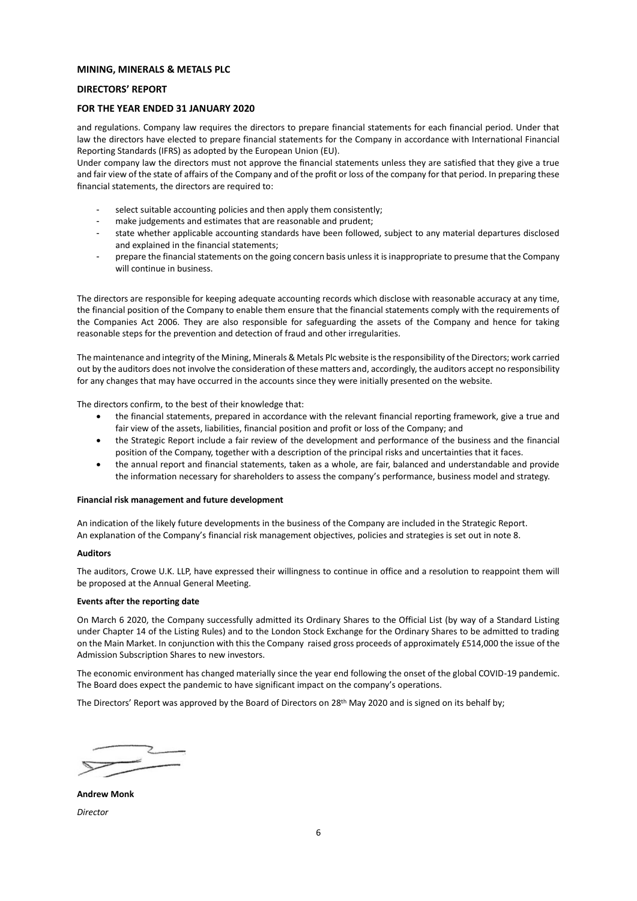**MINING, MINERALS & METALS PLC**

**DIRECTORS' REPORT**

**FOR THE YEAR ENDED 31 JANUARY 2020**

and regulations. Company law requires the directors to prepare financial statements for each financial period. Under that law the directors have elected to prepare financial statements for the Company in accordance with International Financial Reporting Standards (IFRS) as adopted by the European Union (EU).

Under company law the directors must not approve the financial statements unless they are satisfied that they give a true and fair view of the state of affairs of the Company and of the profit or loss of the company for that period. In preparing these financial statements, the directors are required to:

- select suitable accounting policies and then apply them consistently;
- make judgements and estimates that are reasonable and prudent;
- state whether applicable accounting standards have been followed, subject to any material departures disclosed and explained in the financial statements;
- prepare the financial statements on the going concern basis unless it is inappropriate to presume that the Company will continue in business.

The directors are responsible for keeping adequate accounting records which disclose with reasonable accuracy at any time, the financial position of the Company to enable them ensure that the financial statements comply with the requirements of the Companies Act 2006. They are also responsible for safeguarding the assets of the Company and hence for taking reasonable steps for the prevention and detection of fraud and other irregularities.

The maintenance and integrity of the Mining, Minerals & Metals Plc website is the responsibility of the Directors; work carried out by the auditors does not involve the consideration of these matters and, accordingly, the auditors accept no responsibility for any changes that may have occurred in the accounts since they were initially presented on the website.

The directors confirm, to the best of their knowledge that:

- the financial statements, prepared in accordance with the relevant financial reporting framework, give a true and fair view of the assets, liabilities, financial position and profit or loss of the Company; and
- the Strategic Report include a fair review of the development and performance of the business and the financial position of the Company, together with a description of the principal risks and uncertainties that it faces.
- the annual report and financial statements, taken as a whole, are fair, balanced and understandable and provide the information necessary for shareholders to assess the company's performance, business model and strategy.

**Financial risk management and future development**

An indication of the likely future developments in the business of the Company are included in the Strategic Report.
An explanation of the Company's financial risk management objectives, policies and strategies is set out in note 8.

**Auditors**

The auditors, Crowe U.K. LLP, have expressed their willingness to continue in office and a resolution to reappoint them will be proposed at the Annual General Meeting.

**Events after the reporting date**

On March 6 2020, the Company successfully admitted its Ordinary Shares to the Official List (by way of a Standard Listing under Chapter 14 of the Listing Rules) and to the London Stock Exchange for the Ordinary Shares to be admitted to trading on the Main Market. In conjunction with this the Company raised gross proceeds of approximately £514,000 the issue of the Admission Subscription Shares to new investors.

The economic environment has changed materially since the year end following the onset of the global COVID-19 pandemic. The Board does expect the pandemic to have significant impact on the company's operations.

The Directors' Report was approved by the Board of Directors on 28th May 2020 and is signed on its behalf by;

**Andrew Monk**

*Director*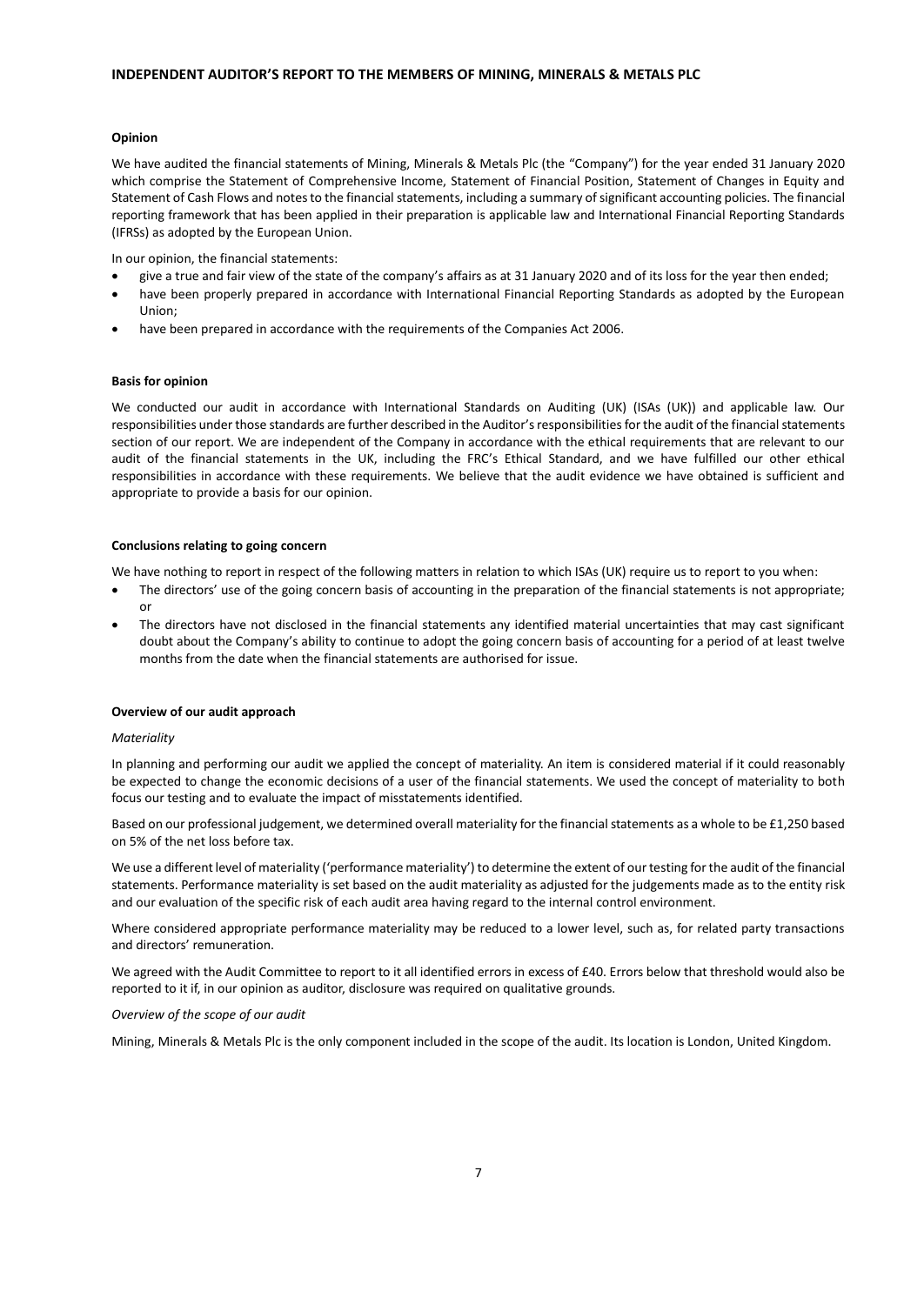# INDEPENDENT AUDITOR'S REPORT TO THE MEMBERS OF MINING, MINERALS & METALS PLC

**Opinion**

We have audited the financial statements of Mining, Minerals & Metals Plc (the "Company") for the year ended 31 January 2020 which comprise the Statement of Comprehensive Income, Statement of Financial Position, Statement of Changes in Equity and Statement of Cash Flows and notes to the financial statements, including a summary of significant accounting policies. The financial reporting framework that has been applied in their preparation is applicable law and International Financial Reporting Standards (IFRSs) as adopted by the European Union.

In our opinion, the financial statements:

- give a true and fair view of the state of the company's affairs as at 31 January 2020 and of its loss for the year then ended;
- have been properly prepared in accordance with International Financial Reporting Standards as adopted by the European Union;
- have been prepared in accordance with the requirements of the Companies Act 2006.

**Basis for opinion**

We conducted our audit in accordance with International Standards on Auditing (UK) (ISAs (UK)) and applicable law. Our responsibilities under those standards are further described in the Auditor's responsibilities for the audit of the financial statements section of our report. We are independent of the Company in accordance with the ethical requirements that are relevant to our audit of the financial statements in the UK, including the FRC's Ethical Standard, and we have fulfilled our other ethical responsibilities in accordance with these requirements. We believe that the audit evidence we have obtained is sufficient and appropriate to provide a basis for our opinion.

**Conclusions relating to going concern**

We have nothing to report in respect of the following matters in relation to which ISAs (UK) require us to report to you when:

- The directors' use of the going concern basis of accounting in the preparation of the financial statements is not appropriate; or
- The directors have not disclosed in the financial statements any identified material uncertainties that may cast significant doubt about the Company's ability to continue to adopt the going concern basis of accounting for a period of at least twelve months from the date when the financial statements are authorised for issue.

**Overview of our audit approach**

*Materiality*

In planning and performing our audit we applied the concept of materiality. An item is considered material if it could reasonably be expected to change the economic decisions of a user of the financial statements. We used the concept of materiality to both focus our testing and to evaluate the impact of misstatements identified.

Based on our professional judgement, we determined overall materiality for the financial statements as a whole to be £1,250 based on 5% of the net loss before tax.

We use a different level of materiality ('performance materiality') to determine the extent of our testing for the audit of the financial statements. Performance materiality is set based on the audit materiality as adjusted for the judgements made as to the entity risk and our evaluation of the specific risk of each audit area having regard to the internal control environment.

Where considered appropriate performance materiality may be reduced to a lower level, such as, for related party transactions and directors' remuneration.

We agreed with the Audit Committee to report to it all identified errors in excess of £40. Errors below that threshold would also be reported to it if, in our opinion as auditor, disclosure was required on qualitative grounds.

*Overview of the scope of our audit*

Mining, Minerals & Metals Plc is the only component included in the scope of the audit. Its location is London, United Kingdom.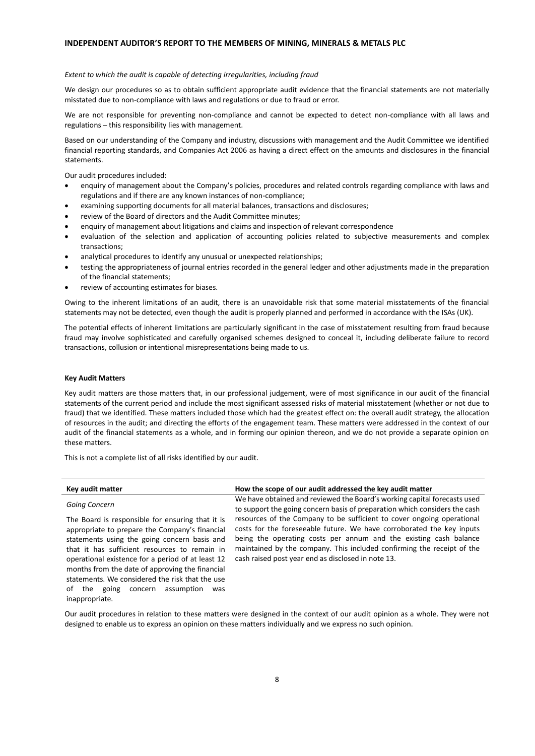*Extent to which the audit is capable of detecting irregularities, including fraud*

We design our procedures so as to obtain sufficient appropriate audit evidence that the financial statements are not materially misstated due to non-compliance with laws and regulations or due to fraud or error.

We are not responsible for preventing non-compliance and cannot be expected to detect non-compliance with all laws and regulations – this responsibility lies with management.

Based on our understanding of the Company and industry, discussions with management and the Audit Committee we identified financial reporting standards, and Companies Act 2006 as having a direct effect on the amounts and disclosures in the financial statements.

Our audit procedures included:

- enquiry of management about the Company's policies, procedures and related controls regarding compliance with laws and regulations and if there are any known instances of non-compliance;
- examining supporting documents for all material balances, transactions and disclosures;
- review of the Board of directors and the Audit Committee minutes;
- enquiry of management about litigations and claims and inspection of relevant correspondence
- evaluation of the selection and application of accounting policies related to subjective measurements and complex transactions;
- analytical procedures to identify any unusual or unexpected relationships;
- testing the appropriateness of journal entries recorded in the general ledger and other adjustments made in the preparation of the financial statements;
- review of accounting estimates for biases.

Owing to the inherent limitations of an audit, there is an unavoidable risk that some material misstatements of the financial statements may not be detected, even though the audit is properly planned and performed in accordance with the ISAs (UK).

The potential effects of inherent limitations are particularly significant in the case of misstatement resulting from fraud because fraud may involve sophisticated and carefully organised schemes designed to conceal it, including deliberate failure to record transactions, collusion or intentional misrepresentations being made to us.

**Key Audit Matters**

Key audit matters are those matters that, in our professional judgement, were of most significance in our audit of the financial statements of the current period and include the most significant assessed risks of material misstatement (whether or not due to fraud) that we identified. These matters included those which had the greatest effect on: the overall audit strategy, the allocation of resources in the audit; and directing the efforts of the engagement team. These matters were addressed in the context of our audit of the financial statements as a whole, and in forming our opinion thereon, and we do not provide a separate opinion on these matters.

This is not a complete list of all risks identified by our audit.

| Key audit matter | How the scope of our audit addressed the key audit matter |
|---|---|
| *Going Concern*<br><br>The Board is responsible for ensuring that it is appropriate to prepare the Company's financial statements using the going concern basis and that it has sufficient resources to remain in operational existence for a period of at least 12 months from the date of approving the financial statements. We considered the risk that the use of the going concern assumption was inappropriate. | We have obtained and reviewed the Board's working capital forecasts used to support the going concern basis of preparation which considers the cash resources of the Company to be sufficient to cover ongoing operational costs for the foreseeable future. We have corroborated the key inputs being the operating costs per annum and the existing cash balance maintained by the company. This included confirming the receipt of the cash raised post year end as disclosed in note 13. |

Our audit procedures in relation to these matters were designed in the context of our audit opinion as a whole. They were not designed to enable us to express an opinion on these matters individually and we express no such opinion.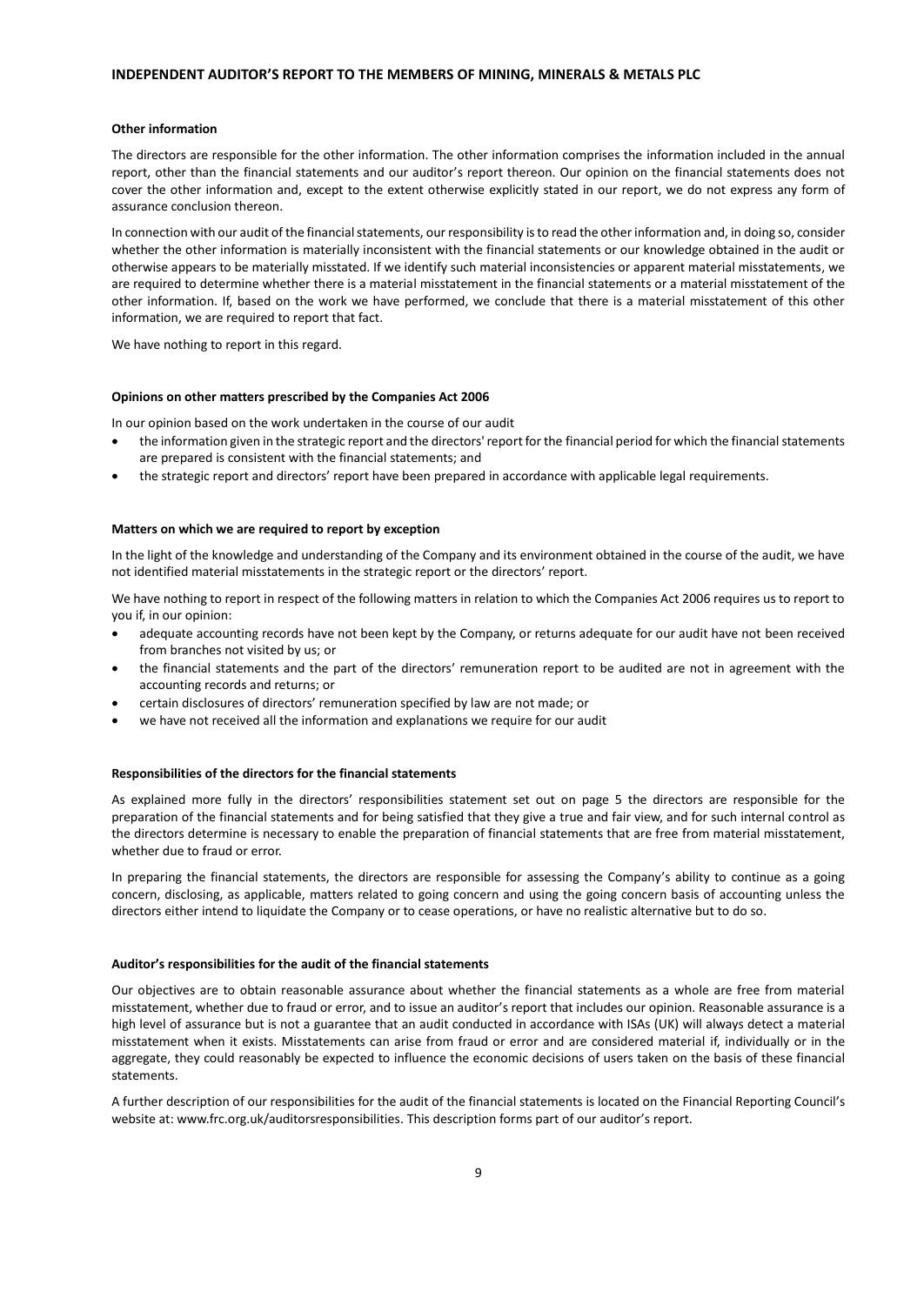**Other information**

The directors are responsible for the other information. The other information comprises the information included in the annual report, other than the financial statements and our auditor's report thereon. Our opinion on the financial statements does not cover the other information and, except to the extent otherwise explicitly stated in our report, we do not express any form of assurance conclusion thereon.

In connection with our audit of the financial statements, our responsibility is to read the other information and, in doing so, consider whether the other information is materially inconsistent with the financial statements or our knowledge obtained in the audit or otherwise appears to be materially misstated. If we identify such material inconsistencies or apparent material misstatements, we are required to determine whether there is a material misstatement in the financial statements or a material misstatement of the other information. If, based on the work we have performed, we conclude that there is a material misstatement of this other information, we are required to report that fact.

We have nothing to report in this regard.

**Opinions on other matters prescribed by the Companies Act 2006**

In our opinion based on the work undertaken in the course of our audit

- the information given in the strategic report and the directors' report for the financial period for which the financial statements are prepared is consistent with the financial statements; and
- the strategic report and directors' report have been prepared in accordance with applicable legal requirements.

**Matters on which we are required to report by exception**

In the light of the knowledge and understanding of the Company and its environment obtained in the course of the audit, we have not identified material misstatements in the strategic report or the directors' report.

We have nothing to report in respect of the following matters in relation to which the Companies Act 2006 requires us to report to you if, in our opinion:

- adequate accounting records have not been kept by the Company, or returns adequate for our audit have not been received from branches not visited by us; or
- the financial statements and the part of the directors' remuneration report to be audited are not in agreement with the accounting records and returns; or
- certain disclosures of directors' remuneration specified by law are not made; or
- we have not received all the information and explanations we require for our audit

**Responsibilities of the directors for the financial statements**

As explained more fully in the directors' responsibilities statement set out on page 5 the directors are responsible for the preparation of the financial statements and for being satisfied that they give a true and fair view, and for such internal control as the directors determine is necessary to enable the preparation of financial statements that are free from material misstatement, whether due to fraud or error.

In preparing the financial statements, the directors are responsible for assessing the Company's ability to continue as a going concern, disclosing, as applicable, matters related to going concern and using the going concern basis of accounting unless the directors either intend to liquidate the Company or to cease operations, or have no realistic alternative but to do so.

**Auditor's responsibilities for the audit of the financial statements**

Our objectives are to obtain reasonable assurance about whether the financial statements as a whole are free from material misstatement, whether due to fraud or error, and to issue an auditor's report that includes our opinion. Reasonable assurance is a high level of assurance but is not a guarantee that an audit conducted in accordance with ISAs (UK) will always detect a material misstatement when it exists. Misstatements can arise from fraud or error and are considered material if, individually or in the aggregate, they could reasonably be expected to influence the economic decisions of users taken on the basis of these financial statements.

A further description of our responsibilities for the audit of the financial statements is located on the Financial Reporting Council's website at: www.frc.org.uk/auditorsresponsibilities. This description forms part of our auditor's report.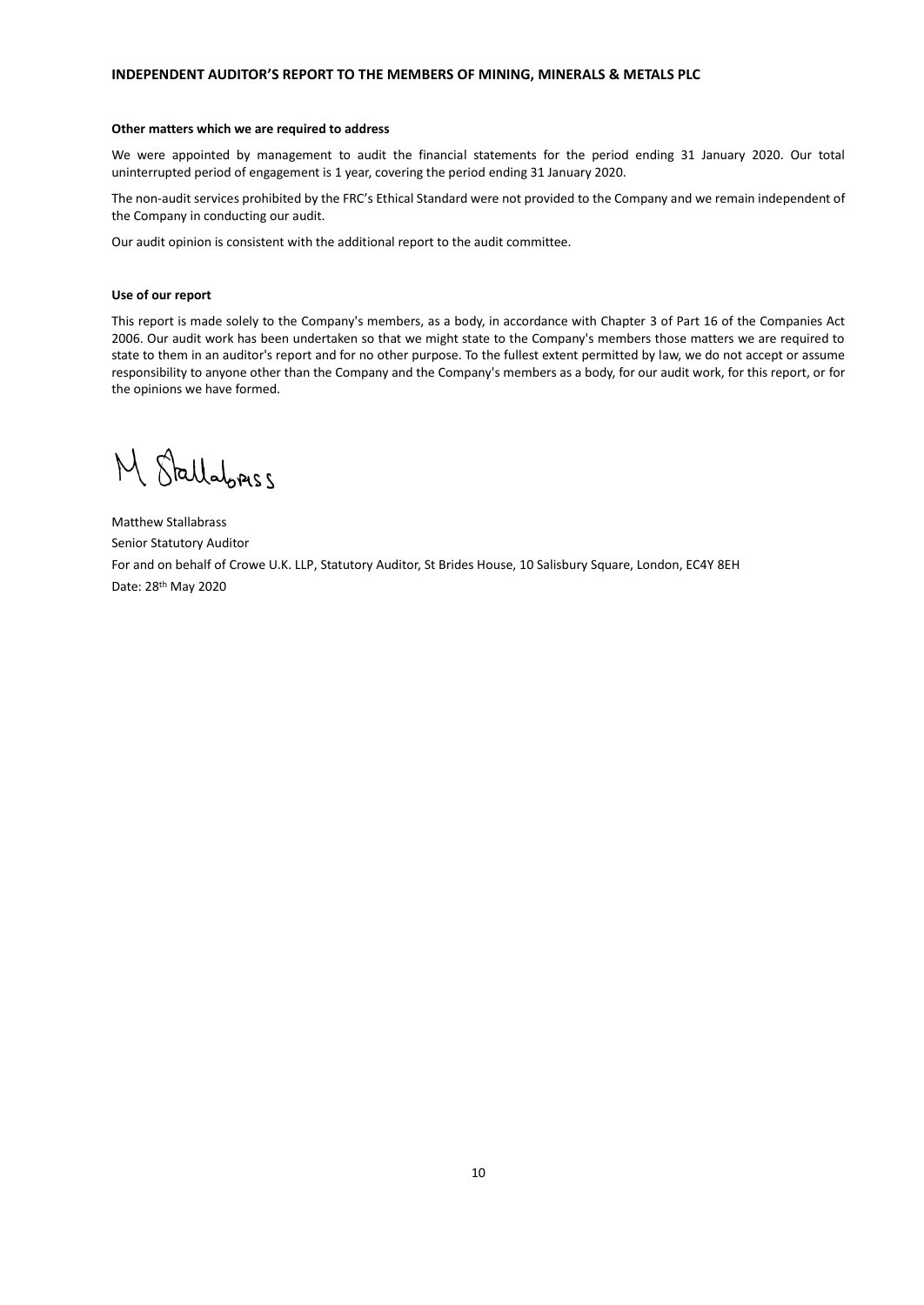# INDEPENDENT AUDITOR'S REPORT TO THE MEMBERS OF MINING, MINERALS & METALS PLC

**Other matters which we are required to address**

We were appointed by management to audit the financial statements for the period ending 31 January 2020. Our total uninterrupted period of engagement is 1 year, covering the period ending 31 January 2020.

The non-audit services prohibited by the FRC's Ethical Standard were not provided to the Company and we remain independent of the Company in conducting our audit.

Our audit opinion is consistent with the additional report to the audit committee.

**Use of our report**

This report is made solely to the Company's members, as a body, in accordance with Chapter 3 of Part 16 of the Companies Act 2006. Our audit work has been undertaken so that we might state to the Company's members those matters we are required to state to them in an auditor's report and for no other purpose. To the fullest extent permitted by law, we do not accept or assume responsibility to anyone other than the Company and the Company's members as a body, for our audit work, for this report, or for the opinions we have formed.

M Stallabrass

Matthew Stallabrass
Senior Statutory Auditor
For and on behalf of Crowe U.K. LLP, Statutory Auditor, St Brides House, 10 Salisbury Square, London, EC4Y 8EH
Date: 28th May 2020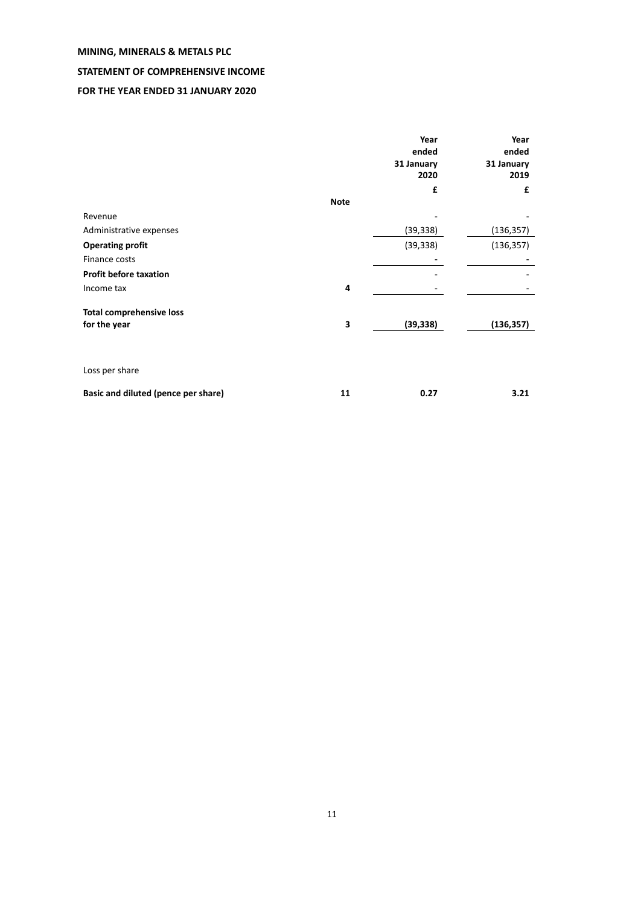**MINING, MINERALS & METALS PLC**

**STATEMENT OF COMPREHENSIVE INCOME**

**FOR THE YEAR ENDED 31 JANUARY 2020**

| | Note | Year ended 31 January 2020 £ | Year ended 31 January 2019 £ |
|---|---|---|---|
| Revenue | | - | - |
| Administrative expenses | | (39,338) | (136,357) |
| **Operating profit** | | (39,338) | (136,357) |
| Finance costs | | - | - |
| **Profit before taxation** | | - | - |
| Income tax | 4 | - | - |
| **Total comprehensive loss for the year** | 3 | **(39,338)** | **(136,357)** |
| Loss per share | | | |
| **Basic and diluted (pence per share)** | 11 | **0.27** | **3.21** |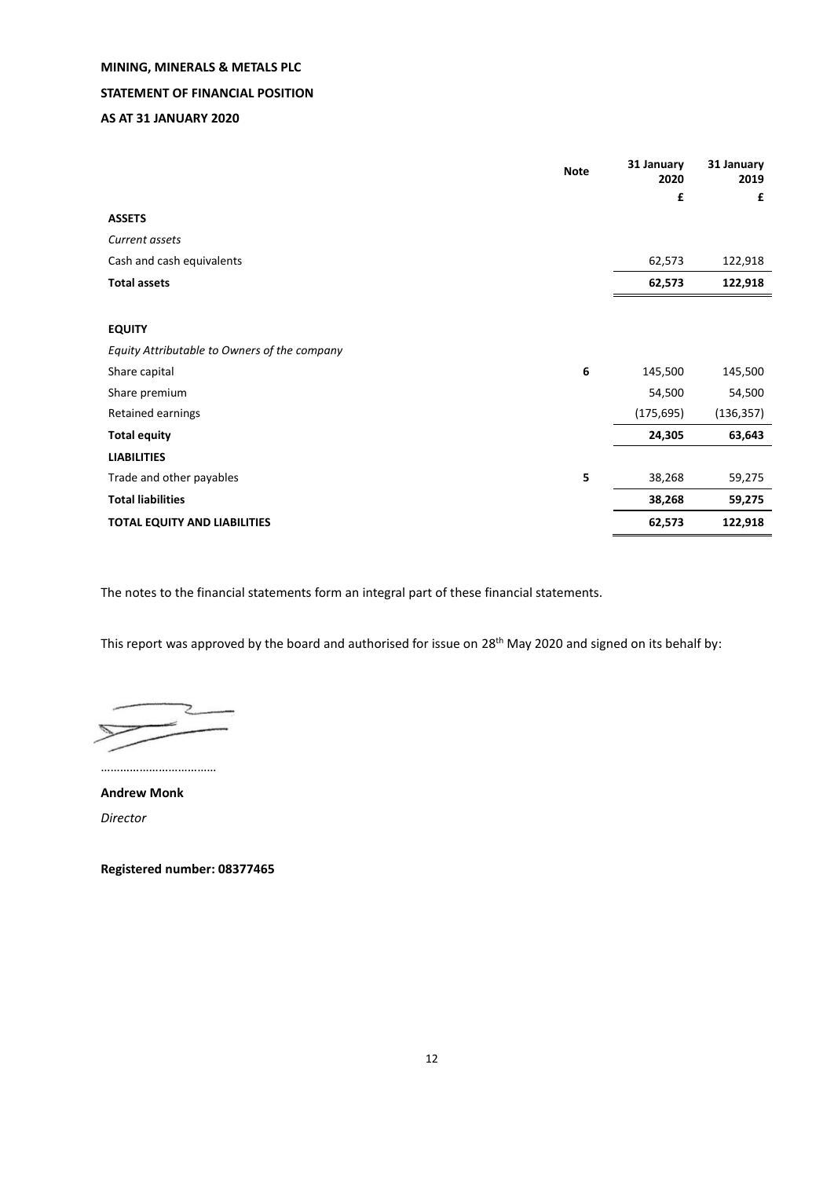**MINING, MINERALS & METALS PLC**

**STATEMENT OF FINANCIAL POSITION**

**AS AT 31 JANUARY 2020**

| | Note | 31 January 2020 | 31 January 2019 |
|---|---|---|---|
| | | £ | £ |
| **ASSETS** | | | |
| *Current assets* | | | |
| Cash and cash equivalents | | 62,573 | 122,918 |
| **Total assets** | | **62,573** | **122,918** |
| | | | |
| **EQUITY** | | | |
| *Equity Attributable to Owners of the company* | | | |
| Share capital | 6 | 145,500 | 145,500 |
| Share premium | | 54,500 | 54,500 |
| Retained earnings | | (175,695) | (136,357) |
| **Total equity** | | **24,305** | **63,643** |
| **LIABILITIES** | | | |
| Trade and other payables | 5 | 38,268 | 59,275 |
| **Total liabilities** | | **38,268** | **59,275** |
| **TOTAL EQUITY AND LIABILITIES** | | **62,573** | **122,918** |

The notes to the financial statements form an integral part of these financial statements.

This report was approved by the board and authorised for issue on 28th May 2020 and signed on its behalf by:

………………………………

**Andrew Monk**

*Director*

**Registered number: 08377465**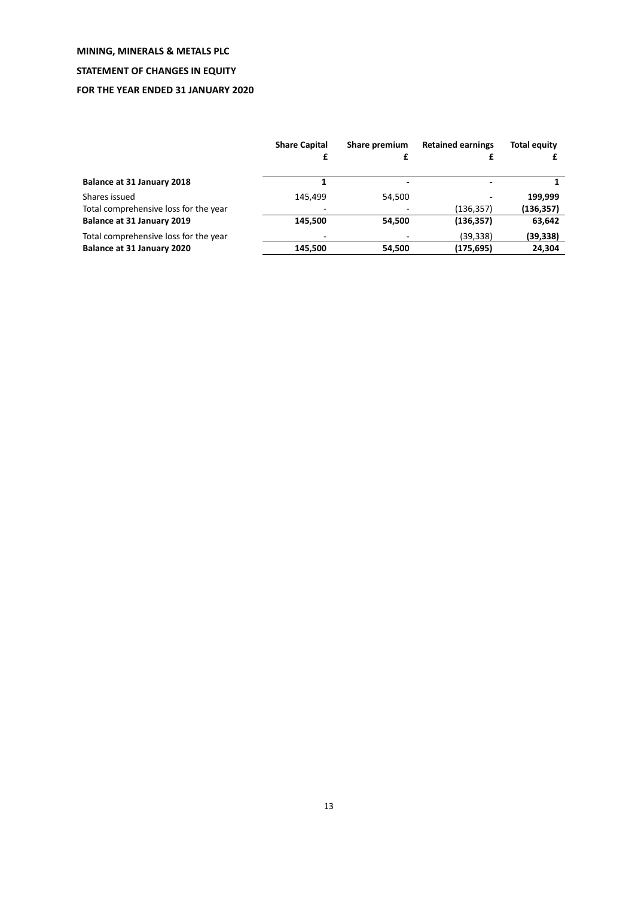**MINING, MINERALS & METALS PLC**

**STATEMENT OF CHANGES IN EQUITY**

**FOR THE YEAR ENDED 31 JANUARY 2020**

| | Share Capital £ | Share premium £ | Retained earnings £ | Total equity £ |
|---|---|---|---|---|
| **Balance at 31 January 2018** | **1** | **-** | **-** | **1** |
| Shares issued | 145,499 | 54,500 | - | **199,999** |
| Total comprehensive loss for the year | - | - | (136,357) | **(136,357)** |
| **Balance at 31 January 2019** | **145,500** | **54,500** | **(136,357)** | **63,642** |
| Total comprehensive loss for the year | - | - | (39,338) | **(39,338)** |
| **Balance at 31 January 2020** | **145,500** | **54,500** | **(175,695)** | **24,304** |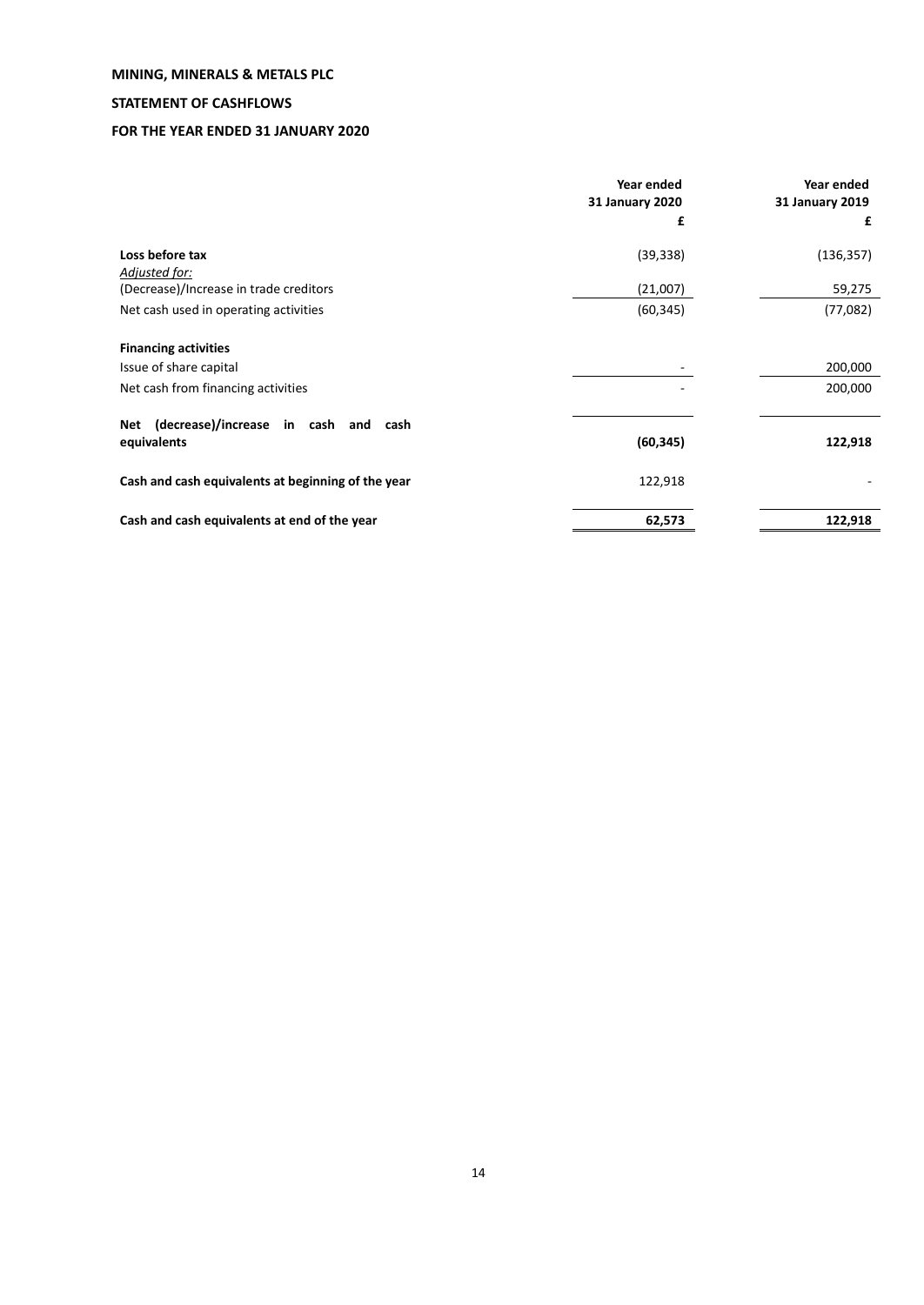**MINING, MINERALS & METALS PLC**

**STATEMENT OF CASHFLOWS**

**FOR THE YEAR ENDED 31 JANUARY 2020**

| | Year ended 31 January 2020 £ | Year ended 31 January 2019 £ |
|---|---|---|
| **Loss before tax** | (39,338) | (136,357) |
| *Adjusted for:* | | |
| (Decrease)/Increase in trade creditors | (21,007) | 59,275 |
| Net cash used in operating activities | (60,345) | (77,082) |
| **Financing activities** | | |
| Issue of share capital | - | 200,000 |
| Net cash from financing activities | - | 200,000 |
| **Net (decrease)/increase in cash and cash equivalents** | **(60,345)** | **122,918** |
| **Cash and cash equivalents at beginning of the year** | 122,918 | - |
| **Cash and cash equivalents at end of the year** | **62,573** | **122,918** |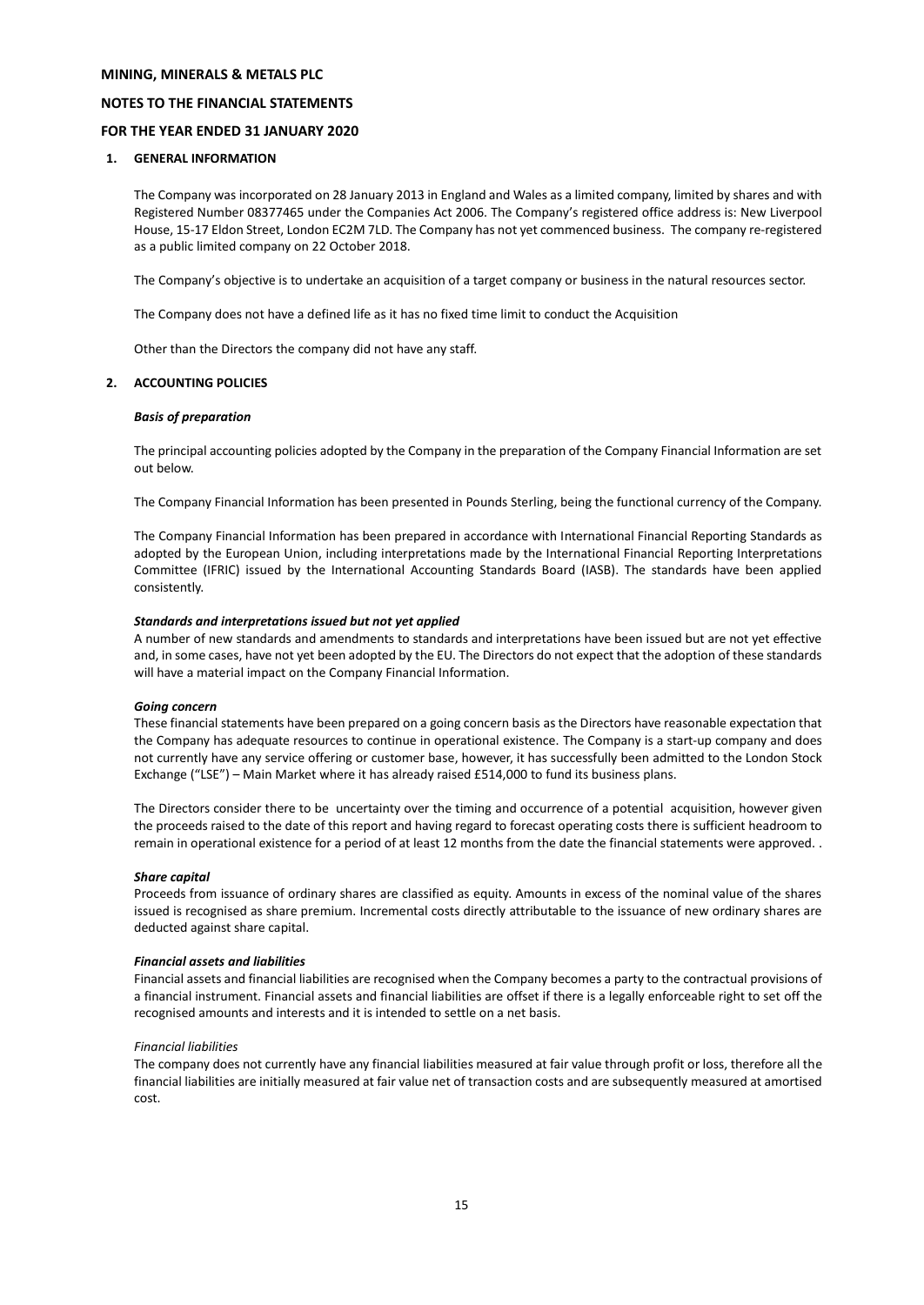**MINING, MINERALS & METALS PLC**

**NOTES TO THE FINANCIAL STATEMENTS**

**FOR THE YEAR ENDED 31 JANUARY 2020**

## 1. GENERAL INFORMATION

The Company was incorporated on 28 January 2013 in England and Wales as a limited company, limited by shares and with Registered Number 08377465 under the Companies Act 2006. The Company's registered office address is: New Liverpool House, 15-17 Eldon Street, London EC2M 7LD. The Company has not yet commenced business. The company re-registered as a public limited company on 22 October 2018.

The Company's objective is to undertake an acquisition of a target company or business in the natural resources sector.

The Company does not have a defined life as it has no fixed time limit to conduct the Acquisition

Other than the Directors the company did not have any staff.

## 2. ACCOUNTING POLICIES

***Basis of preparation***

The principal accounting policies adopted by the Company in the preparation of the Company Financial Information are set out below.

The Company Financial Information has been presented in Pounds Sterling, being the functional currency of the Company.

The Company Financial Information has been prepared in accordance with International Financial Reporting Standards as adopted by the European Union, including interpretations made by the International Financial Reporting Interpretations Committee (IFRIC) issued by the International Accounting Standards Board (IASB). The standards have been applied consistently.

***Standards and interpretations issued but not yet applied***

A number of new standards and amendments to standards and interpretations have been issued but are not yet effective and, in some cases, have not yet been adopted by the EU. The Directors do not expect that the adoption of these standards will have a material impact on the Company Financial Information.

***Going concern***

These financial statements have been prepared on a going concern basis as the Directors have reasonable expectation that the Company has adequate resources to continue in operational existence. The Company is a start-up company and does not currently have any service offering or customer base, however, it has successfully been admitted to the London Stock Exchange ("LSE") – Main Market where it has already raised £514,000 to fund its business plans.

The Directors consider there to be uncertainty over the timing and occurrence of a potential acquisition, however given the proceeds raised to the date of this report and having regard to forecast operating costs there is sufficient headroom to remain in operational existence for a period of at least 12 months from the date the financial statements were approved. .

***Share capital***

Proceeds from issuance of ordinary shares are classified as equity. Amounts in excess of the nominal value of the shares issued is recognised as share premium. Incremental costs directly attributable to the issuance of new ordinary shares are deducted against share capital.

***Financial assets and liabilities***

Financial assets and financial liabilities are recognised when the Company becomes a party to the contractual provisions of a financial instrument. Financial assets and financial liabilities are offset if there is a legally enforceable right to set off the recognised amounts and interests and it is intended to settle on a net basis.

*Financial liabilities*

The company does not currently have any financial liabilities measured at fair value through profit or loss, therefore all the financial liabilities are initially measured at fair value net of transaction costs and are subsequently measured at amortised cost.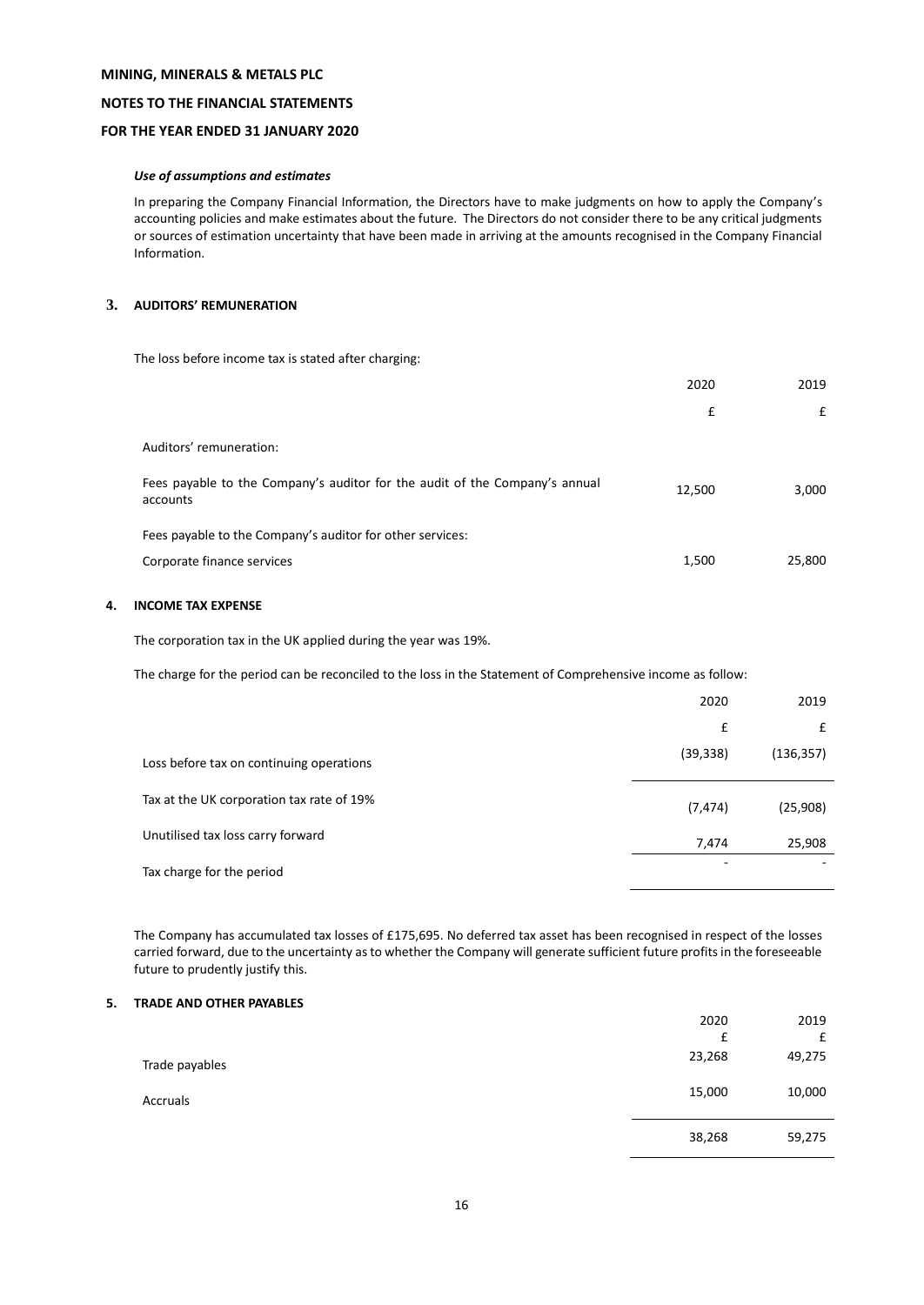**MINING, MINERALS & METALS PLC**

**NOTES TO THE FINANCIAL STATEMENTS**

**FOR THE YEAR ENDED 31 JANUARY 2020**

***Use of assumptions and estimates***

In preparing the Company Financial Information, the Directors have to make judgments on how to apply the Company's accounting policies and make estimates about the future. The Directors do not consider there to be any critical judgments or sources of estimation uncertainty that have been made in arriving at the amounts recognised in the Company Financial Information.

## 3. AUDITORS' REMUNERATION

The loss before income tax is stated after charging:

| | 2020 | 2019 |
|---|---|---|
| | £ | £ |
| Auditors' remuneration: | | |
| Fees payable to the Company's auditor for the audit of the Company's annual accounts | 12,500 | 3,000 |
| Fees payable to the Company's auditor for other services: | | |
| Corporate finance services | 1,500 | 25,800 |

## 4. INCOME TAX EXPENSE

The corporation tax in the UK applied during the year was 19%.

The charge for the period can be reconciled to the loss in the Statement of Comprehensive income as follow:

| | 2020 | 2019 |
|---|---|---|
| | £ | £ |
| Loss before tax on continuing operations | (39,338) | (136,357) |
| Tax at the UK corporation tax rate of 19% | (7,474) | (25,908) |
| Unutilised tax loss carry forward | 7,474 | 25,908 |
| Tax charge for the period | - | - |

The Company has accumulated tax losses of £175,695. No deferred tax asset has been recognised in respect of the losses carried forward, due to the uncertainty as to whether the Company will generate sufficient future profits in the foreseeable future to prudently justify this.

## 5. TRADE AND OTHER PAYABLES

| | 2020 | 2019 |
|---|---|---|
| | £ | £ |
| Trade payables | 23,268 | 49,275 |
| Accruals | 15,000 | 10,000 |
| | 38,268 | 59,275 |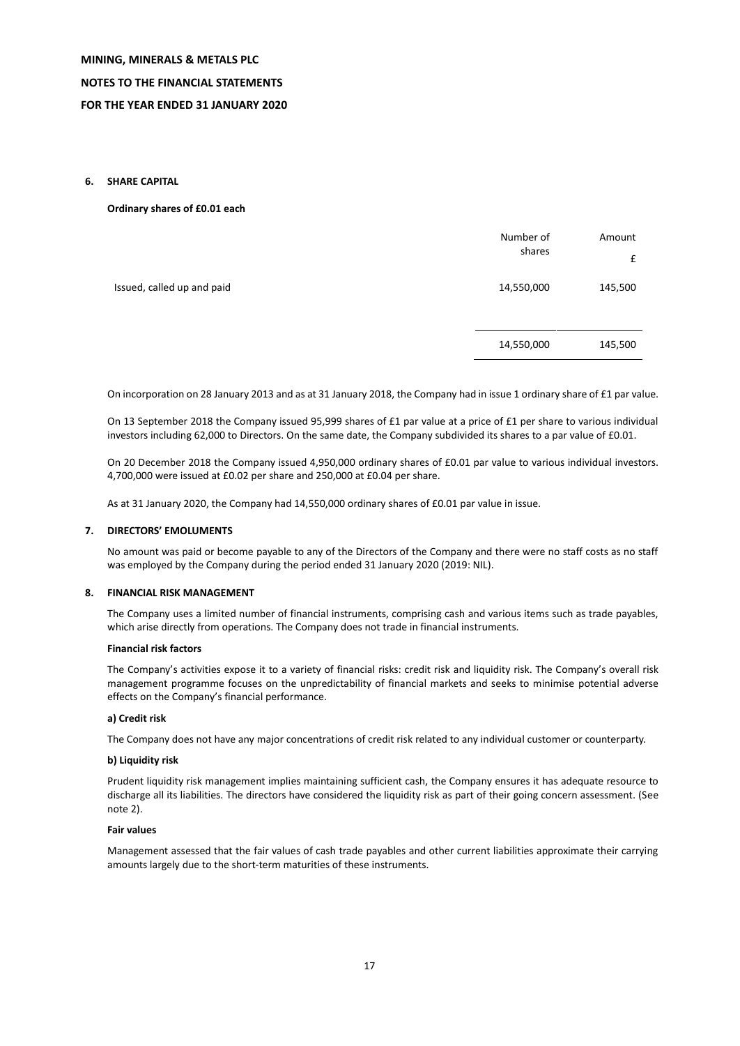**MINING, MINERALS & METALS PLC**

**NOTES TO THE FINANCIAL STATEMENTS**

**FOR THE YEAR ENDED 31 JANUARY 2020**

## 6. SHARE CAPITAL

**Ordinary shares of £0.01 each**

| | Number of shares | Amount £ |
|---|---|---|
| Issued, called up and paid | 14,550,000 | 145,500 |
| | 14,550,000 | 145,500 |

On incorporation on 28 January 2013 and as at 31 January 2018, the Company had in issue 1 ordinary share of £1 par value.

On 13 September 2018 the Company issued 95,999 shares of £1 par value at a price of £1 per share to various individual investors including 62,000 to Directors. On the same date, the Company subdivided its shares to a par value of £0.01.

On 20 December 2018 the Company issued 4,950,000 ordinary shares of £0.01 par value to various individual investors. 4,700,000 were issued at £0.02 per share and 250,000 at £0.04 per share.

As at 31 January 2020, the Company had 14,550,000 ordinary shares of £0.01 par value in issue.

## 7. DIRECTORS' EMOLUMENTS

No amount was paid or become payable to any of the Directors of the Company and there were no staff costs as no staff was employed by the Company during the period ended 31 January 2020 (2019: NIL).

## 8. FINANCIAL RISK MANAGEMENT

The Company uses a limited number of financial instruments, comprising cash and various items such as trade payables, which arise directly from operations. The Company does not trade in financial instruments.

**Financial risk factors**

The Company's activities expose it to a variety of financial risks: credit risk and liquidity risk. The Company's overall risk management programme focuses on the unpredictability of financial markets and seeks to minimise potential adverse effects on the Company's financial performance.

**a) Credit risk**

The Company does not have any major concentrations of credit risk related to any individual customer or counterparty.

**b) Liquidity risk**

Prudent liquidity risk management implies maintaining sufficient cash, the Company ensures it has adequate resource to discharge all its liabilities. The directors have considered the liquidity risk as part of their going concern assessment. (See note 2).

**Fair values**

Management assessed that the fair values of cash trade payables and other current liabilities approximate their carrying amounts largely due to the short-term maturities of these instruments.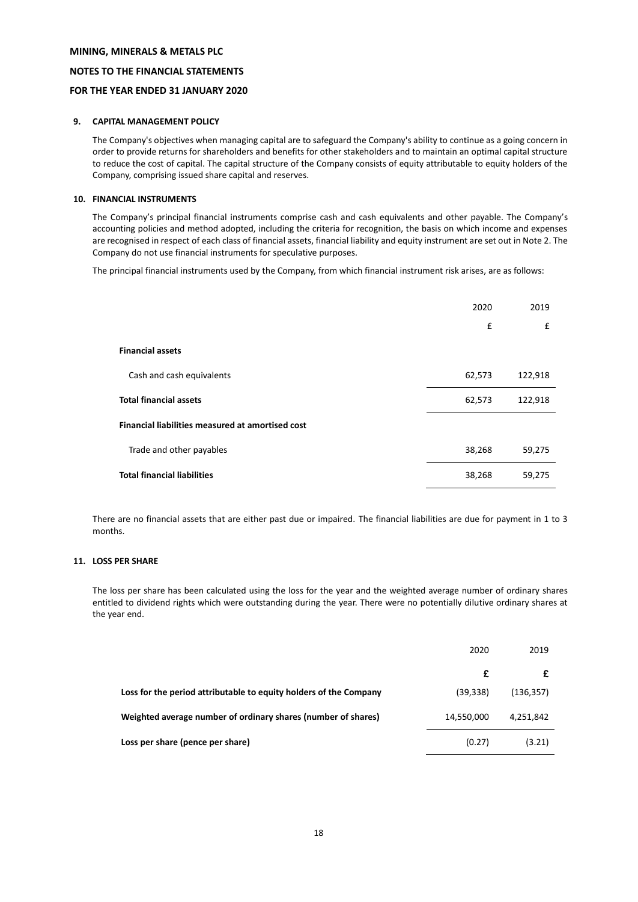## 9. CAPITAL MANAGEMENT POLICY

The Company's objectives when managing capital are to safeguard the Company's ability to continue as a going concern in order to provide returns for shareholders and benefits for other stakeholders and to maintain an optimal capital structure to reduce the cost of capital. The capital structure of the Company consists of equity attributable to equity holders of the Company, comprising issued share capital and reserves.

## 10. FINANCIAL INSTRUMENTS

The Company's principal financial instruments comprise cash and cash equivalents and other payable. The Company's accounting policies and method adopted, including the criteria for recognition, the basis on which income and expenses are recognised in respect of each class of financial assets, financial liability and equity instrument are set out in Note 2. The Company do not use financial instruments for speculative purposes.

The principal financial instruments used by the Company, from which financial instrument risk arises, are as follows:

| | 2020 | 2019 |
|---|---|---|
| | £ | £ |
| **Financial assets** | | |
| Cash and cash equivalents | 62,573 | 122,918 |
| **Total financial assets** | 62,573 | 122,918 |
| **Financial liabilities measured at amortised cost** | | |
| Trade and other payables | 38,268 | 59,275 |
| **Total financial liabilities** | 38,268 | 59,275 |

There are no financial assets that are either past due or impaired. The financial liabilities are due for payment in 1 to 3 months.

## 11. LOSS PER SHARE

The loss per share has been calculated using the loss for the year and the weighted average number of ordinary shares entitled to dividend rights which were outstanding during the year. There were no potentially dilutive ordinary shares at the year end.

| | 2020 | 2019 |
|---|---|---|
| | **£** | **£** |
| **Loss for the period attributable to equity holders of the Company** | (39,338) | (136,357) |
| **Weighted average number of ordinary shares (number of shares)** | 14,550,000 | 4,251,842 |
| **Loss per share (pence per share)** | (0.27) | (3.21) |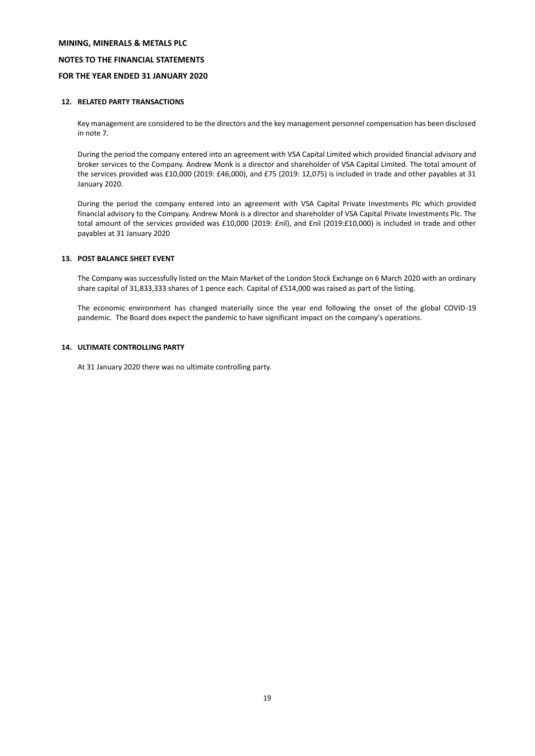**MINING, MINERALS & METALS PLC**

**NOTES TO THE FINANCIAL STATEMENTS**

**FOR THE YEAR ENDED 31 JANUARY 2020**

### 12. RELATED PARTY TRANSACTIONS

Key management are considered to be the directors and the key management personnel compensation has been disclosed in note 7.

During the period the company entered into an agreement with VSA Capital Limited which provided financial advisory and broker services to the Company. Andrew Monk is a director and shareholder of VSA Capital Limited. The total amount of the services provided was £10,000 (2019: £46,000), and £75 (2019: 12,075) is included in trade and other payables at 31 January 2020.

During the period the company entered into an agreement with VSA Capital Private Investments Plc which provided financial advisory to the Company. Andrew Monk is a director and shareholder of VSA Capital Private Investments Plc. The total amount of the services provided was £10,000 (2019: £nil), and £nil (2019:£10,000) is included in trade and other payables at 31 January 2020

### 13. POST BALANCE SHEET EVENT

The Company was successfully listed on the Main Market of the London Stock Exchange on 6 March 2020 with an ordinary share capital of 31,833,333 shares of 1 pence each. Capital of £514,000 was raised as part of the listing.

The economic environment has changed materially since the year end following the onset of the global COVID-19 pandemic. The Board does expect the pandemic to have significant impact on the company's operations.

### 14. ULTIMATE CONTROLLING PARTY

At 31 January 2020 there was no ultimate controlling party.